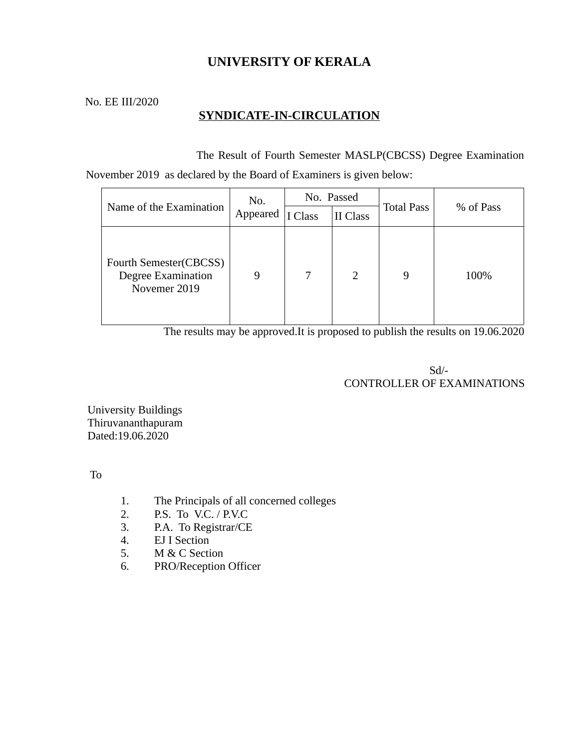# UNIVERSITY OF KERALA

No. EE III/2020

## SYNDICATE-IN-CIRCULATION

The Result of Fourth Semester MASLP(CBCSS) Degree Examination November 2019 as declared by the Board of Examiners is given below:

| Name of the Examination | No. Appeared | No. Passed | | Total Pass | % of Pass |
|---|---|---|---|---|---|
| | | I Class | II Class | | |
| Fourth Semester(CBCSS) Degree Examination Novemer 2019 | 9 | 7 | 2 | 9 | 100% |

The results may be approved.It is proposed to publish the results on 19.06.2020

Sd/-
CONTROLLER OF EXAMINATIONS

University Buildings
Thiruvananthapuram
Dated:19.06.2020

To

1. The Principals of all concerned colleges
2. P.S. To V.C. / P.V.C
3. P.A. To Registrar/CE
4. EJ I Section
5. M & C Section
6. PRO/Reception Officer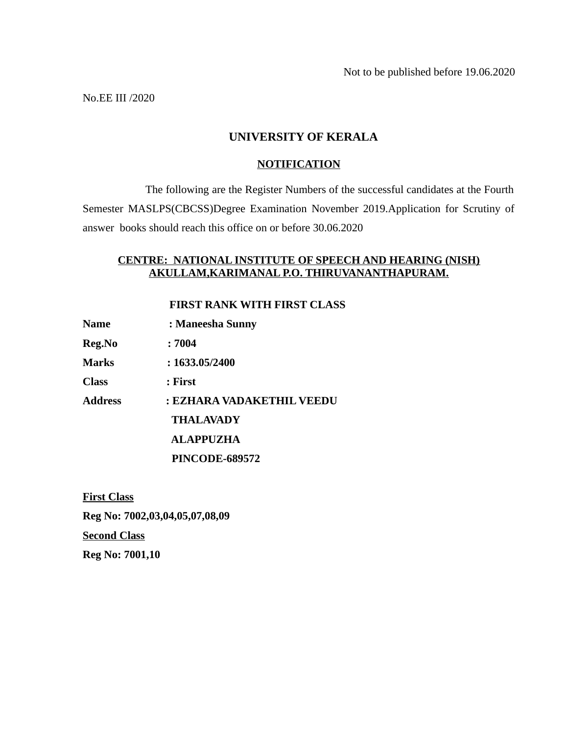Not to be published before 19.06.2020

No.EE III /2020

# UNIVERSITY OF KERALA

## NOTIFICATION

The following are the Register Numbers of the successful candidates at the Fourth Semester MASLPS(CBCSS)Degree Examination November 2019.Application for Scrutiny of answer books should reach this office on or before 30.06.2020

### CENTRE: NATIONAL INSTITUTE OF SPEECH AND HEARING (NISH) AKULLAM,KARIMANAL P.O. THIRUVANANTHAPURAM.

**FIRST RANK WITH FIRST CLASS**

**Name** : **Maneesha Sunny**

**Reg.No** : **7004**

**Marks** : **1633.05/2400**

**Class** : **First**

**Address** : **EZHARA VADAKETHIL VEEDU**
**THALAVADY**
**ALAPPUZHA**
**PINCODE-689572**

**First Class**

**Reg No: 7002,03,04,05,07,08,09**

**Second Class**

**Reg No: 7001,10**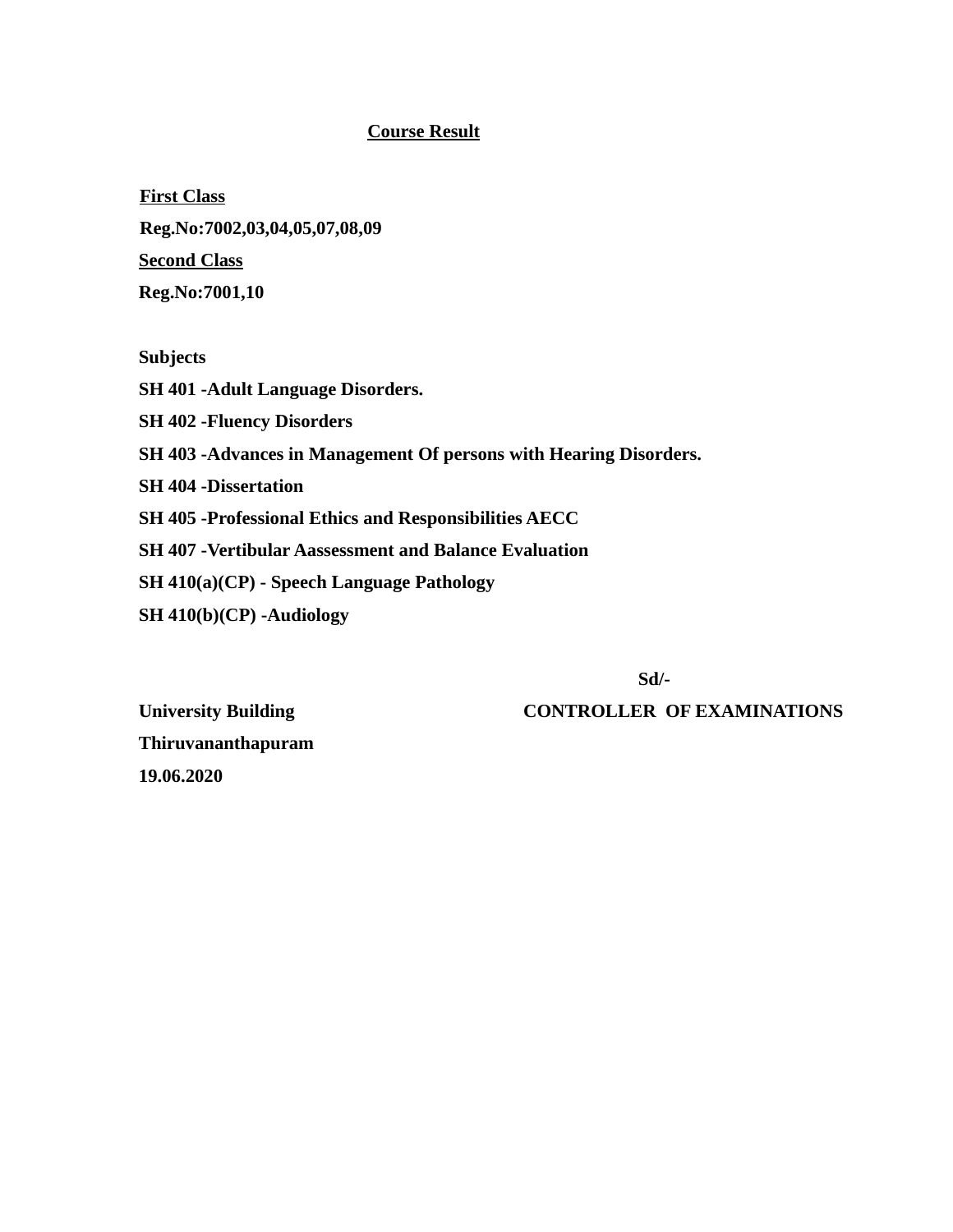**Course Result**

**First Class**

**Reg.No:7002,03,04,05,07,08,09**

**Second Class**

**Reg.No:7001,10**

**Subjects**

**SH 401 -Adult Language Disorders.**

**SH 402 -Fluency Disorders**

**SH 403 -Advances in Management Of persons with Hearing Disorders.**

**SH 404 -Dissertation**

**SH 405 -Professional Ethics and Responsibilities AECC**

**SH 407 -Vertibular Aassessment and Balance Evaluation**

**SH 410(a)(CP) - Speech Language Pathology**

**SH 410(b)(CP) -Audiology**

**Sd/-**

**CONTROLLER OF EXAMINATIONS**

**University Building**

**Thiruvananthapuram**

**19.06.2020**